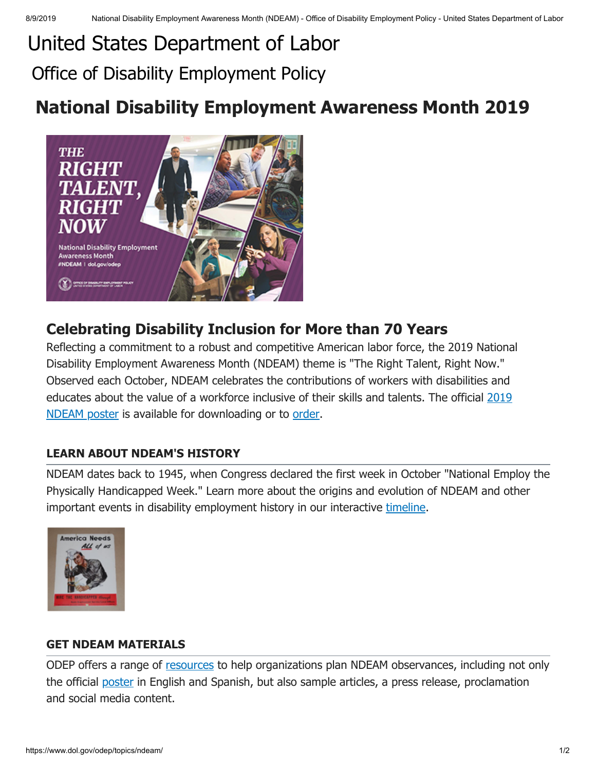# United States Department of Labor

## Office of Disability Employment Policy

# National Disability Employment Awareness Month 2019

## Celebrating Disability Inclusion for More than 70 Years

Reflecting a commitment to a robust and competitive American labor force, the 2019 National Disability Employment Awareness Month (NDEAM) theme is "The Right Talent, Right Now." Observed each October, NDEAM celebrates the contributions of workers with disabilities and educates about the value of a workforce inclusive of their skills and talents. The official 2019 NDEAM poster is available for downloading or to order.

### LEARN ABOUT NDEAM'S HISTORY

NDEAM dates back to 1945, when Congress declared the first week in October "National Employ the Physically Handicapped Week." Learn more about the origins and evolution of NDEAM and other important events in disability employment history in our interactive timeline.

### GET NDEAM MATERIALS

ODEP offers a range of resources to help organizations plan NDEAM observances, including not only the official poster in English and Spanish, but also sample articles, a press release, proclamation and social media content.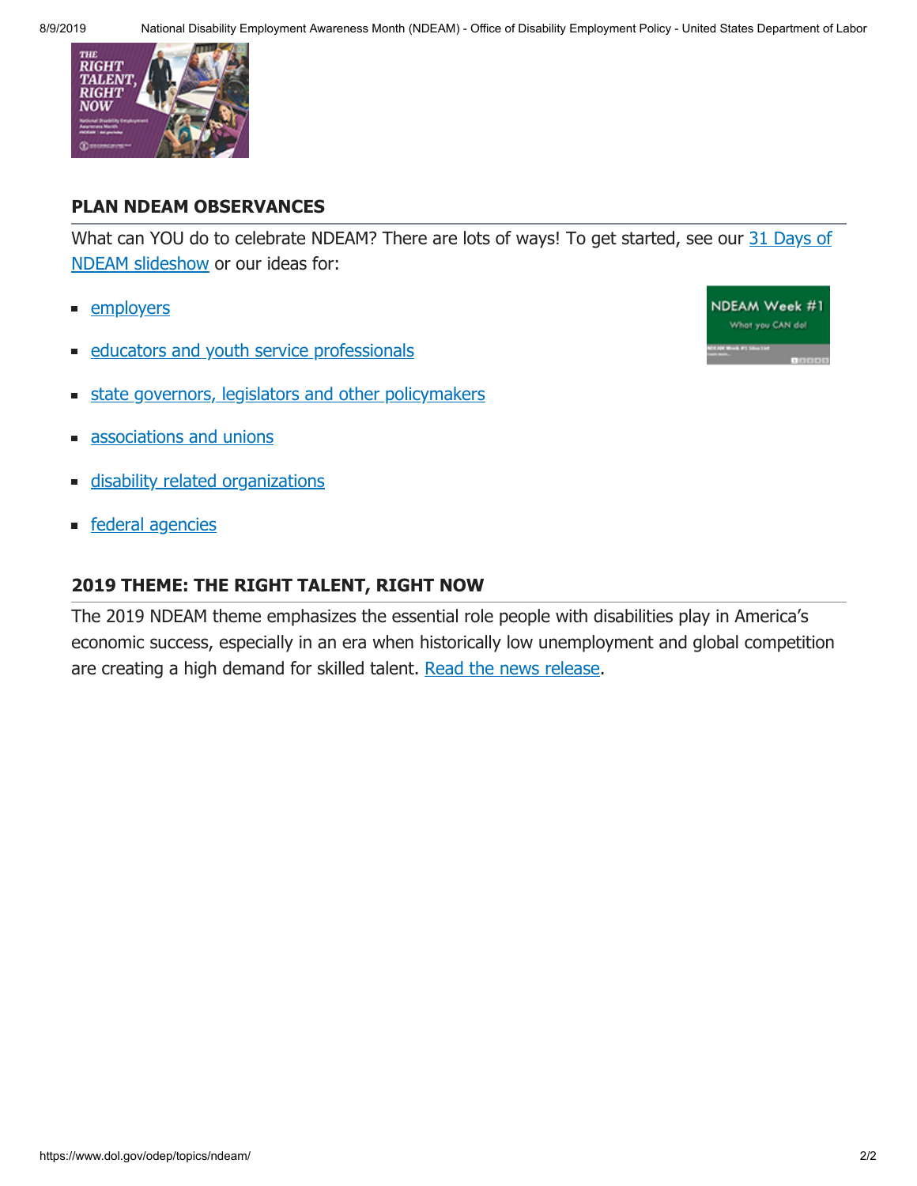## PLAN NDEAM OBSERVANCES

What can YOU do to celebrate NDEAM? There are lots of ways! To get started, see our 31 Days of NDEAM slideshow or our ideas for:

- employers
- educators and youth service professionals
- state governors, legislators and other policymakers
- associations and unions
- disability related organizations
- federal agencies

## 2019 THEME: THE RIGHT TALENT, RIGHT NOW

The 2019 NDEAM theme emphasizes the essential role people with disabilities play in America's economic success, especially in an era when historically low unemployment and global competition are creating a high demand for skilled talent. Read the news release.